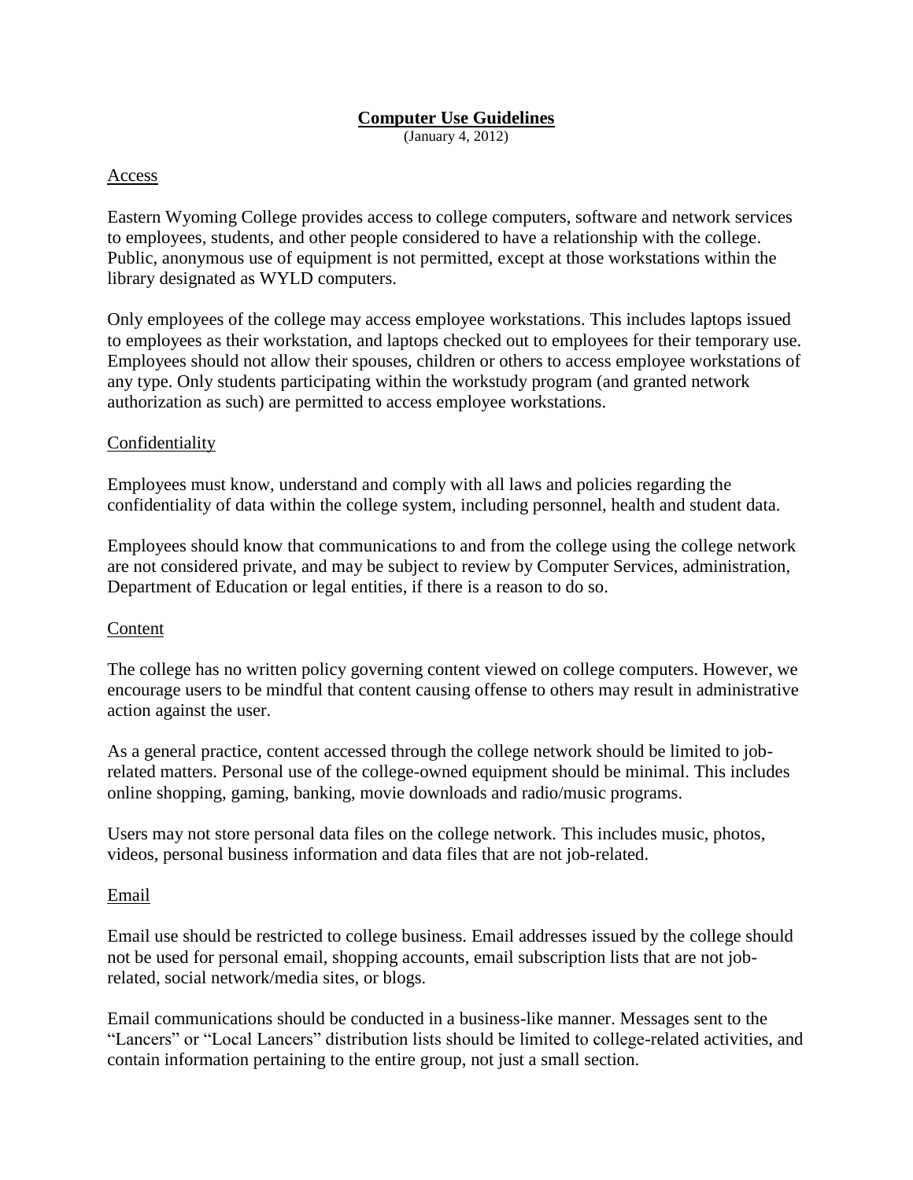# Computer Use Guidelines

(January 4, 2012)

## Access

Eastern Wyoming College provides access to college computers, software and network services to employees, students, and other people considered to have a relationship with the college. Public, anonymous use of equipment is not permitted, except at those workstations within the library designated as WYLD computers.

Only employees of the college may access employee workstations. This includes laptops issued to employees as their workstation, and laptops checked out to employees for their temporary use. Employees should not allow their spouses, children or others to access employee workstations of any type. Only students participating within the workstudy program (and granted network authorization as such) are permitted to access employee workstations.

## Confidentiality

Employees must know, understand and comply with all laws and policies regarding the confidentiality of data within the college system, including personnel, health and student data.

Employees should know that communications to and from the college using the college network are not considered private, and may be subject to review by Computer Services, administration, Department of Education or legal entities, if there is a reason to do so.

## Content

The college has no written policy governing content viewed on college computers. However, we encourage users to be mindful that content causing offense to others may result in administrative action against the user.

As a general practice, content accessed through the college network should be limited to job-related matters. Personal use of the college-owned equipment should be minimal. This includes online shopping, gaming, banking, movie downloads and radio/music programs.

Users may not store personal data files on the college network. This includes music, photos, videos, personal business information and data files that are not job-related.

## Email

Email use should be restricted to college business. Email addresses issued by the college should not be used for personal email, shopping accounts, email subscription lists that are not job-related, social network/media sites, or blogs.

Email communications should be conducted in a business-like manner. Messages sent to the "Lancers" or "Local Lancers" distribution lists should be limited to college-related activities, and contain information pertaining to the entire group, not just a small section.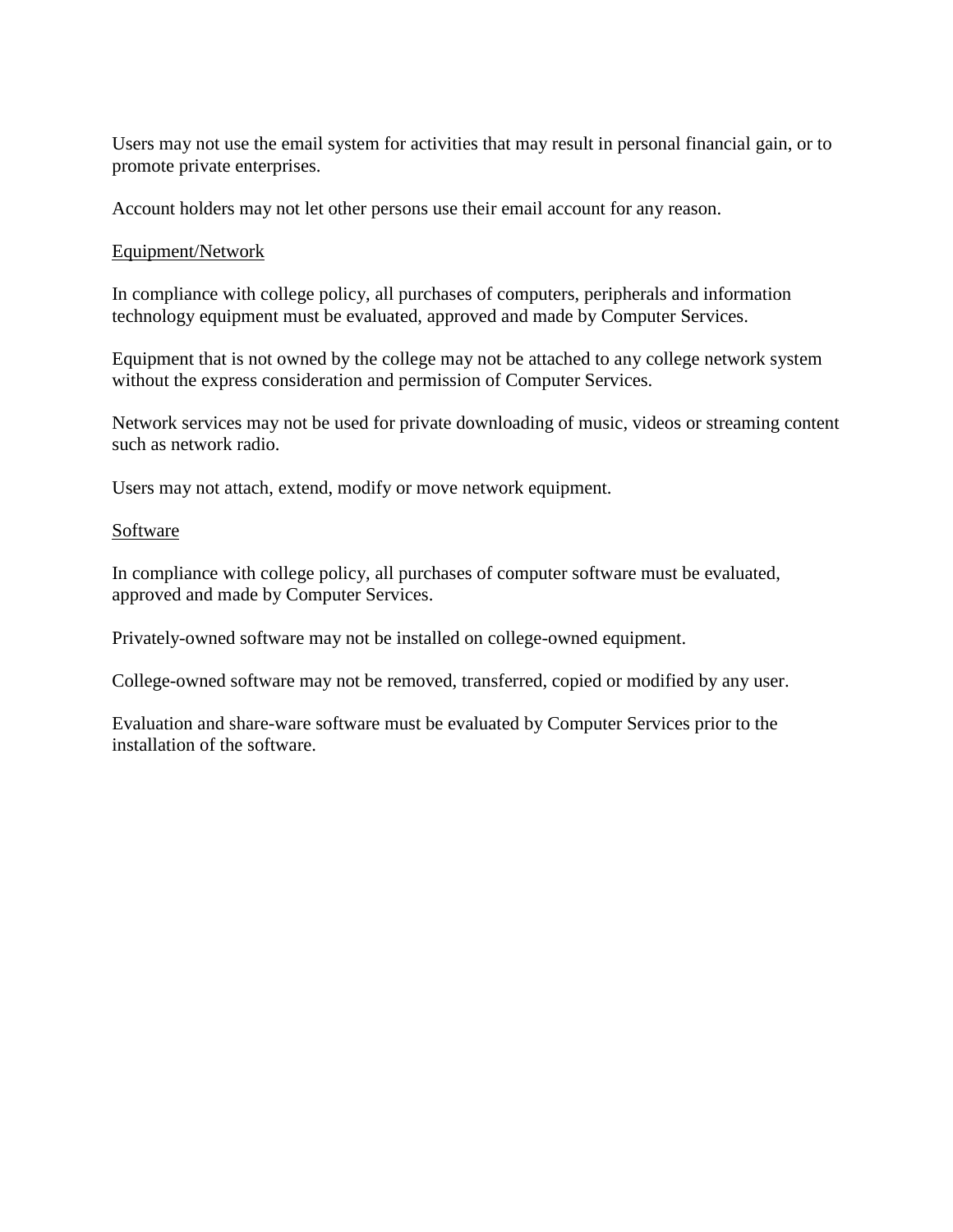Users may not use the email system for activities that may result in personal financial gain, or to promote private enterprises.

Account holders may not let other persons use their email account for any reason.

Equipment/Network

In compliance with college policy, all purchases of computers, peripherals and information technology equipment must be evaluated, approved and made by Computer Services.

Equipment that is not owned by the college may not be attached to any college network system without the express consideration and permission of Computer Services.

Network services may not be used for private downloading of music, videos or streaming content such as network radio.

Users may not attach, extend, modify or move network equipment.

Software

In compliance with college policy, all purchases of computer software must be evaluated, approved and made by Computer Services.

Privately-owned software may not be installed on college-owned equipment.

College-owned software may not be removed, transferred, copied or modified by any user.

Evaluation and share-ware software must be evaluated by Computer Services prior to the installation of the software.